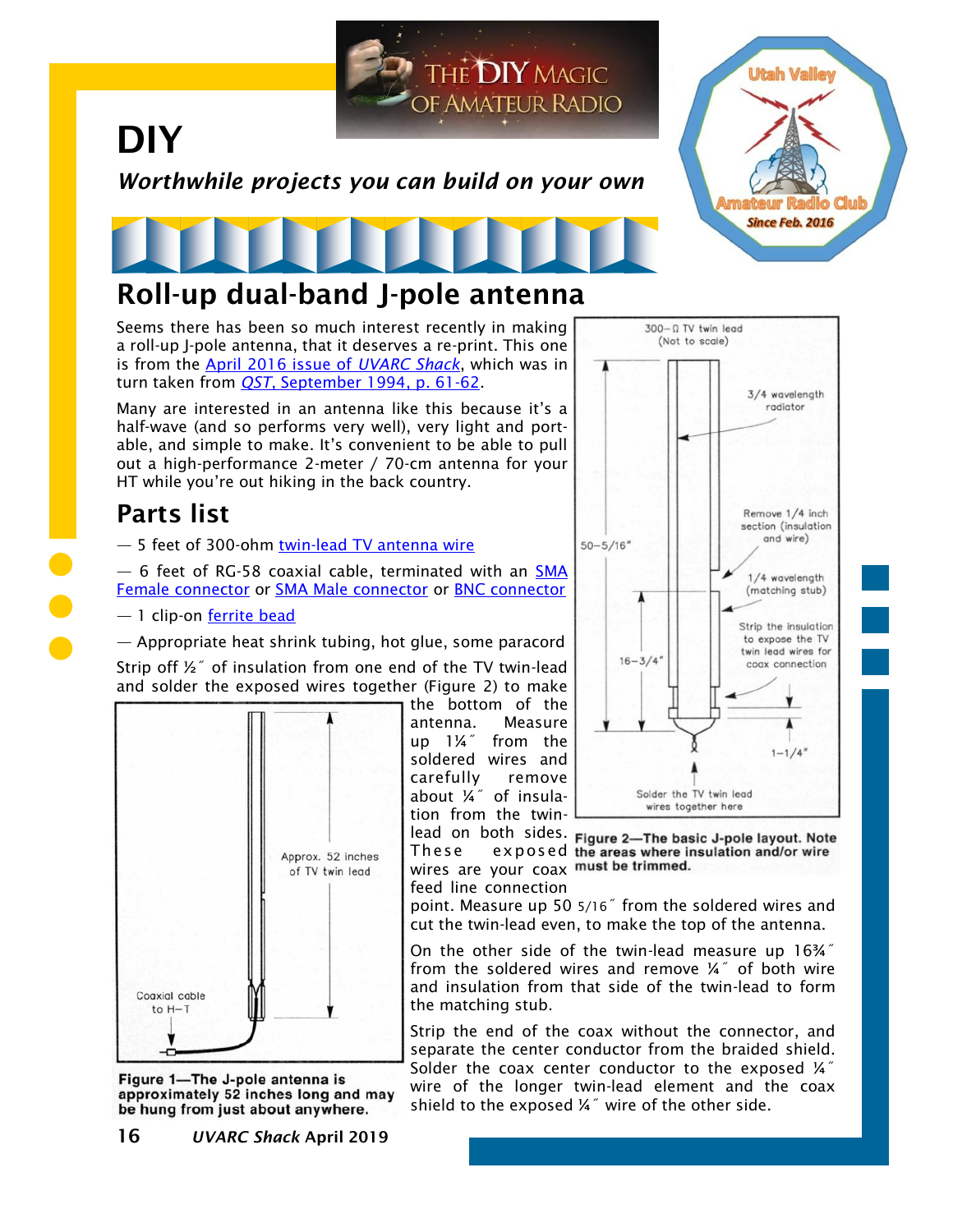# DIY

***Worthwhile projects you can build on your own***

## Roll-up dual-band J-pole antenna

Seems there has been so much interest recently in making a roll-up J-pole antenna, that it deserves a re-print. This one is from the April 2016 issue of *UVARC Shack*, which was in turn taken from *QST*, September 1994, p. 61-62.

Many are interested in an antenna like this because it's a half-wave (and so performs very well), very light and portable, and simple to make. It's convenient to be able to pull out a high-performance 2-meter / 70-cm antenna for your HT while you're out hiking in the back country.

## Parts list

— 5 feet of 300-ohm twin-lead TV antenna wire

— 6 feet of RG-58 coaxial cable, terminated with an SMA Female connector or SMA Male connector or BNC connector

— 1 clip-on ferrite bead

— Appropriate heat shrink tubing, hot glue, some paracord

Strip off ½˝ of insulation from one end of the TV twin-lead and solder the exposed wires together (Figure 2) to make the bottom of the antenna. Measure up 1¼˝ from the soldered wires and carefully remove about ¼˝ of insulation from the twin-lead on both sides. These exposed wires are your coax feed line connection point. Measure up 50 5/16˝ from the soldered wires and cut the twin-lead even, to make the top of the antenna.

On the other side of the twin-lead measure up 16¾˝ from the soldered wires and remove ¼˝ of both wire and insulation from that side of the twin-lead to form the matching stub.

Strip the end of the coax without the connector, and separate the center conductor from the braided shield. Solder the coax center conductor to the exposed ¼˝ wire of the longer twin-lead element and the coax shield to the exposed ¼˝ wire of the other side.

**Figure 1—The J-pole antenna is approximately 52 inches long and may be hung from just about anywhere.**

**Figure 2—The basic J-pole layout. Note the areas where insulation and/or wire must be trimmed.**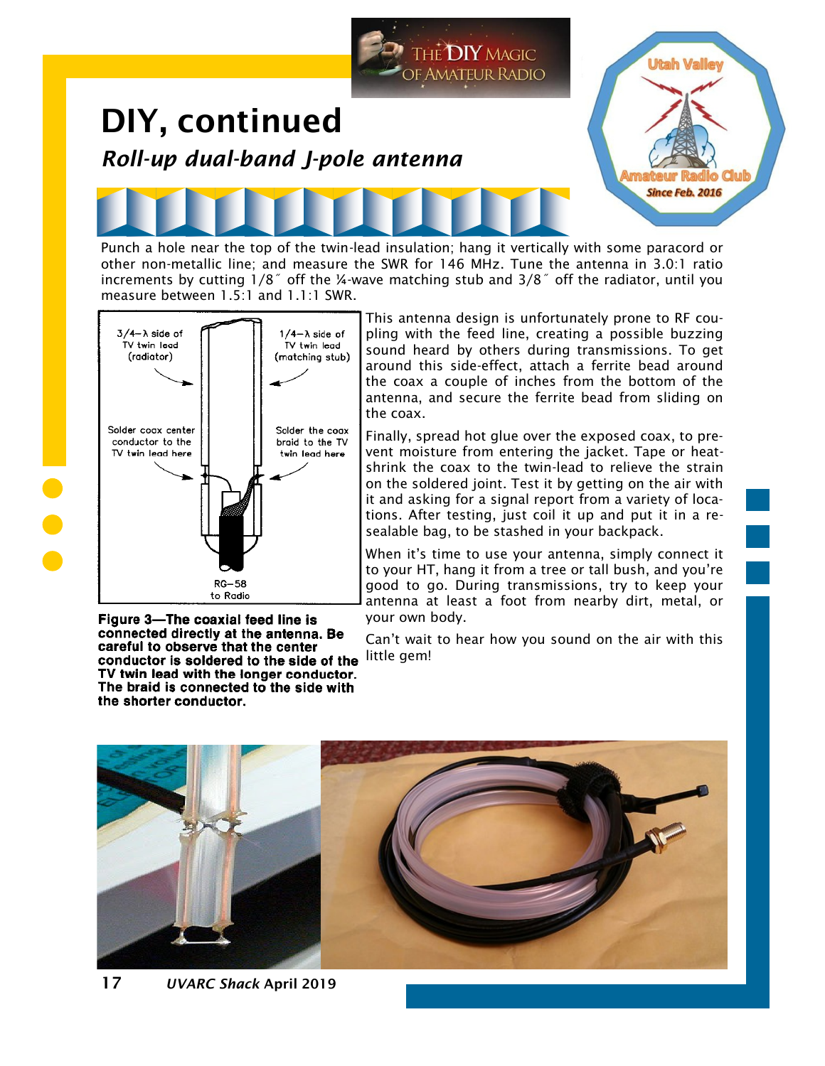# DIY, continued

## *Roll-up dual-band J-pole antenna*

Punch a hole near the top of the twin-lead insulation; hang it vertically with some paracord or other non-metallic line; and measure the SWR for 146 MHz. Tune the antenna in 3.0:1 ratio increments by cutting 1/8˝ off the ¼-wave matching stub and 3/8˝ off the radiator, until you measure between 1.5:1 and 1.1:1 SWR.

3/4–λ side of TV twin lead (radiator)

1/4–λ side of TV twin lead (matching stub)

Solder coax center conductor to the TV twin lead here

Solder the coax braid to the TV twin lead here

RG–58 to Radio

**Figure 3—The coaxial feed line is connected directly at the antenna. Be careful to observe that the center conductor is soldered to the side of the TV twin lead with the longer conductor. The braid is connected to the side with the shorter conductor.**

This antenna design is unfortunately prone to RF coupling with the feed line, creating a possible buzzing sound heard by others during transmissions. To get around this side-effect, attach a ferrite bead around the coax a couple of inches from the bottom of the antenna, and secure the ferrite bead from sliding on the coax.

Finally, spread hot glue over the exposed coax, to prevent moisture from entering the jacket. Tape or heat-shrink the coax to the twin-lead to relieve the strain on the soldered joint. Test it by getting on the air with it and asking for a signal report from a variety of locations. After testing, just coil it up and put it in a re-sealable bag, to be stashed in your backpack.

When it's time to use your antenna, simply connect it to your HT, hang it from a tree or tall bush, and you're good to go. During transmissions, try to keep your antenna at least a foot from nearby dirt, metal, or your own body.

Can't wait to hear how you sound on the air with this little gem!